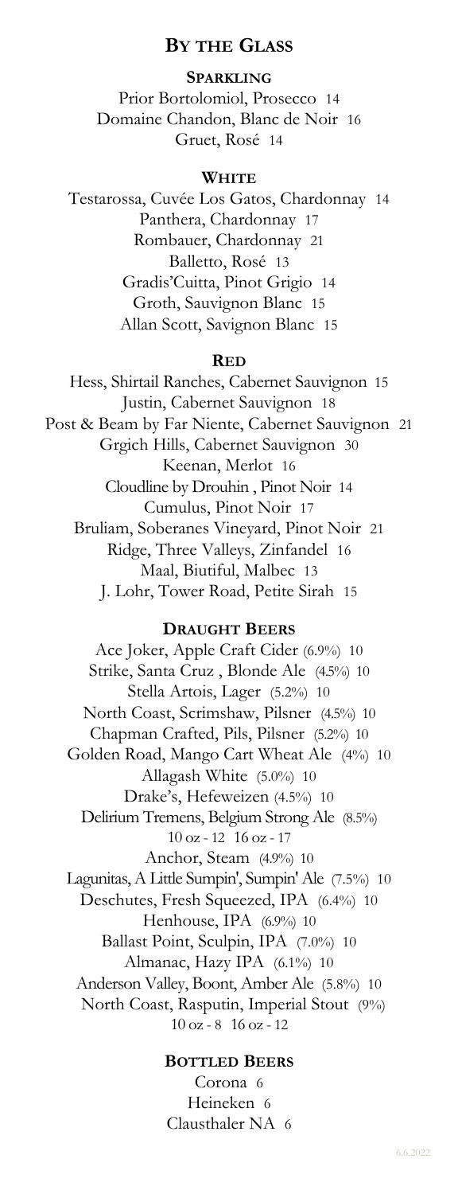## BY THE GLASS

### SPARKLING

Prior Bortolomiol, Prosecco 14
Domaine Chandon, Blanc de Noir 16
Gruet, Rosé 14

### WHITE

Testarossa, Cuvée Los Gatos, Chardonnay 14
Panthera, Chardonnay 17
Rombauer, Chardonnay 21
Balletto, Rosé 13
Gradis'Cuitta, Pinot Grigio 14
Groth, Sauvignon Blanc 15
Allan Scott, Savignon Blanc 15

### RED

Hess, Shirtail Ranches, Cabernet Sauvignon 15
Justin, Cabernet Sauvignon 18
Post & Beam by Far Niente, Cabernet Sauvignon 21
Grgich Hills, Cabernet Sauvignon 30
Keenan, Merlot 16
Cloudline by Drouhin , Pinot Noir 14
Cumulus, Pinot Noir 17
Bruliam, Soberanes Vineyard, Pinot Noir 21
Ridge, Three Valleys, Zinfandel 16
Maal, Biutiful, Malbec 13
J. Lohr, Tower Road, Petite Sirah 15

### DRAUGHT BEERS

Ace Joker, Apple Craft Cider (6.9%) 10
Strike, Santa Cruz , Blonde Ale (4.5%) 10
Stella Artois, Lager (5.2%) 10
North Coast, Scrimshaw, Pilsner (4.5%) 10
Chapman Crafted, Pils, Pilsner (5.2%) 10
Golden Road, Mango Cart Wheat Ale (4%) 10
Allagash White (5.0%) 10
Drake's, Hefeweizen (4.5%) 10
Delirium Tremens, Belgium Strong Ale (8.5%)
10 oz - 12 16 oz - 17
Anchor, Steam (4.9%) 10
Lagunitas, A Little Sumpin', Sumpin' Ale (7.5%) 10
Deschutes, Fresh Squeezed, IPA (6.4%) 10
Henhouse, IPA (6.9%) 10
Ballast Point, Sculpin, IPA (7.0%) 10
Almanac, Hazy IPA (6.1%) 10
Anderson Valley, Boont, Amber Ale (5.8%) 10
North Coast, Rasputin, Imperial Stout (9%)
10 oz - 8 16 oz - 12

### BOTTLED BEERS

Corona 6
Heineken 6
Clausthaler NA 6

6.6.2022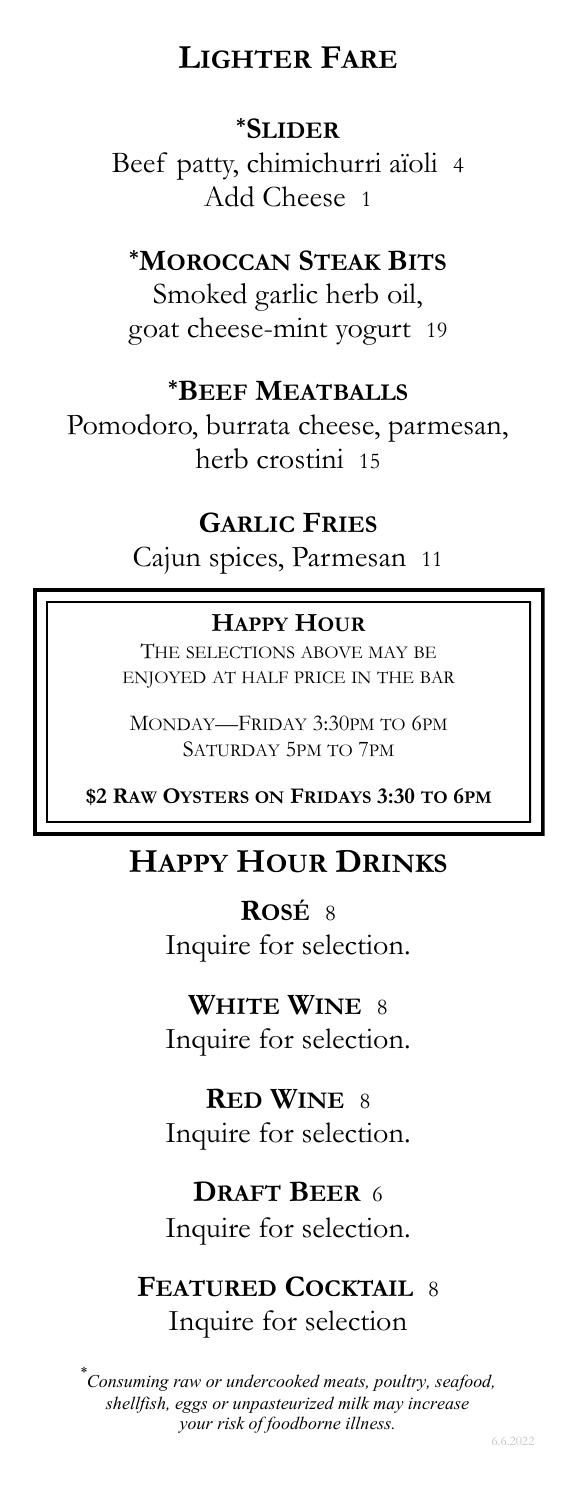# Lighter Fare

### *Slider

Beef patty, chimichurri aïoli 4
Add Cheese 1

### *Moroccan Steak Bits

Smoked garlic herb oil,
goat cheese-mint yogurt 19

### *Beef Meatballs

Pomodoro, burrata cheese, parmesan,
herb crostini 15

### Garlic Fries

Cajun spices, Parmesan 11

---

**Happy Hour**

The selections above may be enjoyed at half price in the bar

Monday—Friday 3:30pm to 6pm
Saturday 5pm to 7pm

**$2 Raw Oysters on Fridays 3:30 to 6pm**

---

# Happy Hour Drinks

**Rosé** 8
Inquire for selection.

**White Wine** 8
Inquire for selection.

**Red Wine** 8
Inquire for selection.

**Draft Beer** 6
Inquire for selection.

**Featured Cocktail** 8
Inquire for selection

**Consuming raw or undercooked meats, poultry, seafood, shellfish, eggs or unpasteurized milk may increase your risk of foodborne illness.*

6.6.2022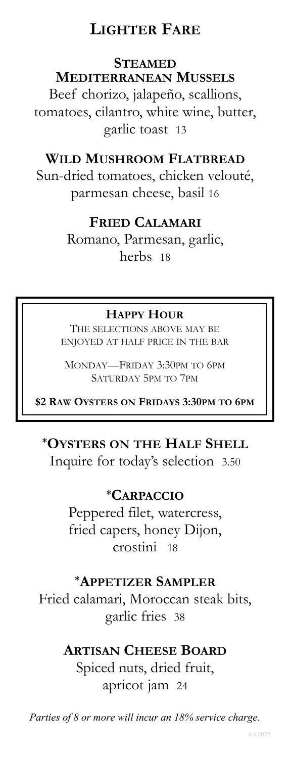# LIGHTER FARE

## STEAMED MEDITERRANEAN MUSSELS

Beef chorizo, jalapeño, scallions, tomatoes, cilantro, white wine, butter, garlic toast 13

## WILD MUSHROOM FLATBREAD

Sun-dried tomatoes, chicken velouté, parmesan cheese, basil 16

## FRIED CALAMARI

Romano, Parmesan, garlic, herbs 18

---

**HAPPY HOUR**

THE SELECTIONS ABOVE MAY BE ENJOYED AT HALF PRICE IN THE BAR

MONDAY—FRIDAY 3:30PM TO 6PM
SATURDAY 5PM TO 7PM

**$2 RAW OYSTERS ON FRIDAYS 3:30PM TO 6PM**

---

## *OYSTERS ON THE HALF SHELL

Inquire for today's selection 3.50

## *CARPACCIO

Peppered filet, watercress, fried capers, honey Dijon, crostini 18

## *APPETIZER SAMPLER

Fried calamari, Moroccan steak bits, garlic fries 38

## ARTISAN CHEESE BOARD

Spiced nuts, dried fruit, apricot jam 24

*Parties of 8 or more will incur an 18% service charge.*

6.6.2022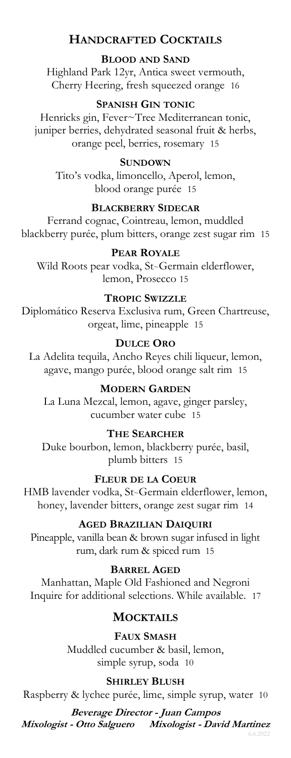## Handcrafted Cocktails

### Blood and Sand

Highland Park 12yr, Antica sweet vermouth, Cherry Heering, fresh squeezed orange 16

### Spanish Gin Tonic

Henricks gin, Fever~Tree Mediterranean tonic, juniper berries, dehydrated seasonal fruit & herbs, orange peel, berries, rosemary 15

### Sundown

Tito's vodka, limoncello, Aperol, lemon, blood orange purée 15

### Blackberry Sidecar

Ferrand cognac, Cointreau, lemon, muddled blackberry purée, plum bitters, orange zest sugar rim 15

### Pear Royale

Wild Roots pear vodka, St~Germain elderflower, lemon, Prosecco 15

### Tropic Swizzle

Diplomático Reserva Exclusiva rum, Green Chartreuse, orgeat, lime, pineapple 15

### Dulce Oro

La Adelita tequila, Ancho Reyes chili liqueur, lemon, agave, mango purée, blood orange salt rim 15

### Modern Garden

La Luna Mezcal, lemon, agave, ginger parsley, cucumber water cube 15

### The Searcher

Duke bourbon, lemon, blackberry purée, basil, plumb bitters 15

### Fleur de la Coeur

HMB lavender vodka, St~Germain elderflower, lemon, honey, lavender bitters, orange zest sugar rim 14

### Aged Brazilian Daiquiri

Pineapple, vanilla bean & brown sugar infused in light rum, dark rum & spiced rum 15

### Barrel Aged

Manhattan, Maple Old Fashioned and Negroni
Inquire for additional selections. While available. 17

## Mocktails

### Faux Smash

Muddled cucumber & basil, lemon, simple syrup, soda 10

### Shirley Blush

Raspberry & lychee purée, lime, simple syrup, water 10

***Beverage Director - Juan Campos***

***Mixologist - Otto Salguero*** ***Mixologist - David Martinez***

6.6.2022